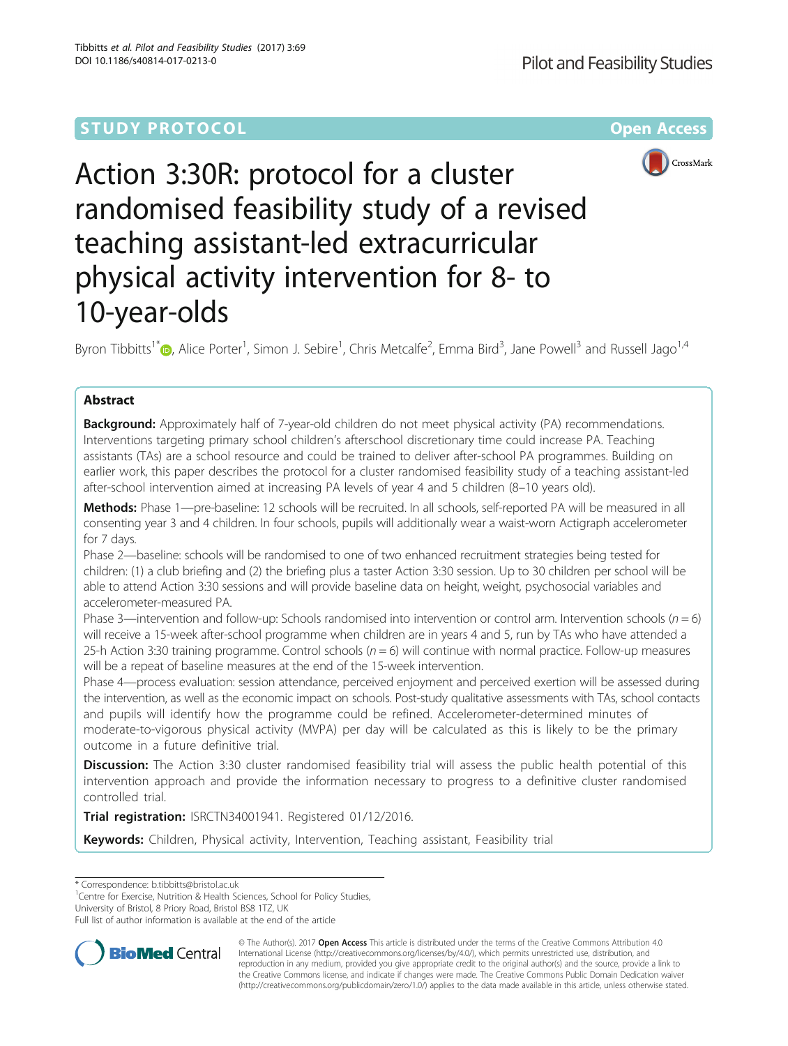STUDY PROTOCOL

Open Access

# Action 3:30R: protocol for a cluster randomised feasibility study of a revised teaching assistant-led extracurricular physical activity intervention for 8- to 10-year-olds

Byron Tibbitts[1*], Alice Porter[1], Simon J. Sebire[1], Chris Metcalfe[2], Emma Bird[3], Jane Powell[3] and Russell Jago[1,4]

## Abstract

**Background:** Approximately half of 7-year-old children do not meet physical activity (PA) recommendations. Interventions targeting primary school children's afterschool discretionary time could increase PA. Teaching assistants (TAs) are a school resource and could be trained to deliver after-school PA programmes. Building on earlier work, this paper describes the protocol for a cluster randomised feasibility study of a teaching assistant-led after-school intervention aimed at increasing PA levels of year 4 and 5 children (8–10 years old).

**Methods:** Phase 1—pre-baseline: 12 schools will be recruited. In all schools, self-reported PA will be measured in all consenting year 3 and 4 children. In four schools, pupils will additionally wear a waist-worn Actigraph accelerometer for 7 days.

Phase 2—baseline: schools will be randomised to one of two enhanced recruitment strategies being tested for children: (1) a club briefing and (2) the briefing plus a taster Action 3:30 session. Up to 30 children per school will be able to attend Action 3:30 sessions and will provide baseline data on height, weight, psychosocial variables and accelerometer-measured PA.

Phase 3—intervention and follow-up: Schools randomised into intervention or control arm. Intervention schools ($n = 6$) will receive a 15-week after-school programme when children are in years 4 and 5, run by TAs who have attended a 25-h Action 3:30 training programme. Control schools ($n = 6$) will continue with normal practice. Follow-up measures will be a repeat of baseline measures at the end of the 15-week intervention.

Phase 4—process evaluation: session attendance, perceived enjoyment and perceived exertion will be assessed during the intervention, as well as the economic impact on schools. Post-study qualitative assessments with TAs, school contacts and pupils will identify how the programme could be refined. Accelerometer-determined minutes of moderate-to-vigorous physical activity (MVPA) per day will be calculated as this is likely to be the primary outcome in a future definitive trial.

**Discussion:** The Action 3:30 cluster randomised feasibility trial will assess the public health potential of this intervention approach and provide the information necessary to progress to a definitive cluster randomised controlled trial.

**Trial registration:** ISRCTN34001941. Registered 01/12/2016.

**Keywords:** Children, Physical activity, Intervention, Teaching assistant, Feasibility trial

---

* Correspondence: b.tibbitts@bristol.ac.uk

[1]Centre for Exercise, Nutrition & Health Sciences, School for Policy Studies, University of Bristol, 8 Priory Road, Bristol BS8 1TZ, UK

Full list of author information is available at the end of the article

© The Author(s). 2017 **Open Access** This article is distributed under the terms of the Creative Commons Attribution 4.0 International License (http://creativecommons.org/licenses/by/4.0/), which permits unrestricted use, distribution, and reproduction in any medium, provided you give appropriate credit to the original author(s) and the source, provide a link to the Creative Commons license, and indicate if changes were made. The Creative Commons Public Domain Dedication waiver (http://creativecommons.org/publicdomain/zero/1.0/) applies to the data made available in this article, unless otherwise stated.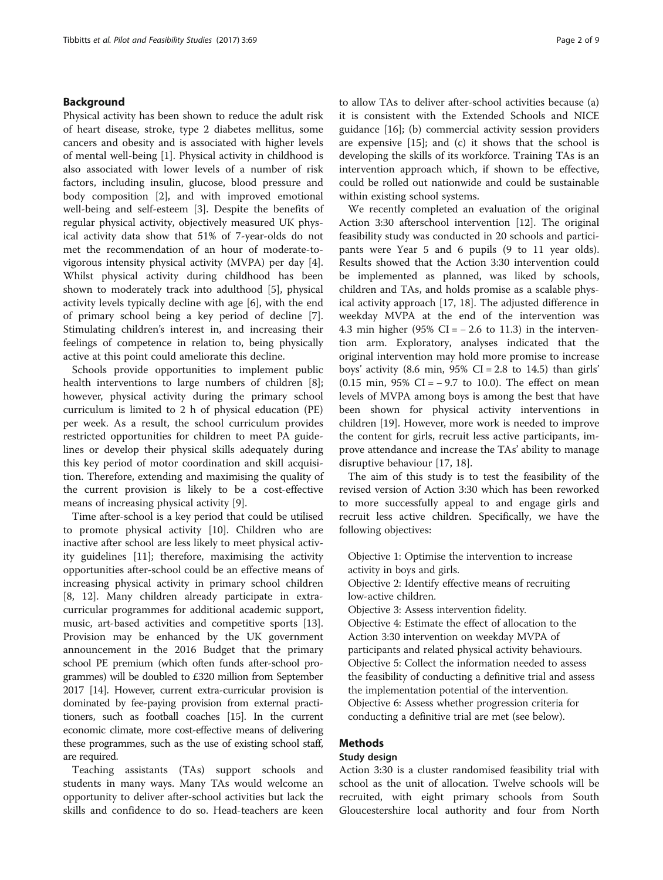## Background

Physical activity has been shown to reduce the adult risk of heart disease, stroke, type 2 diabetes mellitus, some cancers and obesity and is associated with higher levels of mental well-being [1]. Physical activity in childhood is also associated with lower levels of a number of risk factors, including insulin, glucose, blood pressure and body composition [2], and with improved emotional well-being and self-esteem [3]. Despite the benefits of regular physical activity, objectively measured UK physical activity data show that 51% of 7-year-olds do not met the recommendation of an hour of moderate-to-vigorous intensity physical activity (MVPA) per day [4]. Whilst physical activity during childhood has been shown to moderately track into adulthood [5], physical activity levels typically decline with age [6], with the end of primary school being a key period of decline [7]. Stimulating children's interest in, and increasing their feelings of competence in relation to, being physically active at this point could ameliorate this decline.

Schools provide opportunities to implement public health interventions to large numbers of children [8]; however, physical activity during the primary school curriculum is limited to 2 h of physical education (PE) per week. As a result, the school curriculum provides restricted opportunities for children to meet PA guidelines or develop their physical skills adequately during this key period of motor coordination and skill acquisition. Therefore, extending and maximising the quality of the current provision is likely to be a cost-effective means of increasing physical activity [9].

Time after-school is a key period that could be utilised to promote physical activity [10]. Children who are inactive after school are less likely to meet physical activity guidelines [11]; therefore, maximising the activity opportunities after-school could be an effective means of increasing physical activity in primary school children [8, 12]. Many children already participate in extra-curricular programmes for additional academic support, music, art-based activities and competitive sports [13]. Provision may be enhanced by the UK government announcement in the 2016 Budget that the primary school PE premium (which often funds after-school programmes) will be doubled to £320 million from September 2017 [14]. However, current extra-curricular provision is dominated by fee-paying provision from external practitioners, such as football coaches [15]. In the current economic climate, more cost-effective means of delivering these programmes, such as the use of existing school staff, are required.

Teaching assistants (TAs) support schools and students in many ways. Many TAs would welcome an opportunity to deliver after-school activities but lack the skills and confidence to do so. Head-teachers are keen to allow TAs to deliver after-school activities because (a) it is consistent with the Extended Schools and NICE guidance [16]; (b) commercial activity session providers are expensive [15]; and (c) it shows that the school is developing the skills of its workforce. Training TAs is an intervention approach which, if shown to be effective, could be rolled out nationwide and could be sustainable within existing school systems.

We recently completed an evaluation of the original Action 3:30 afterschool intervention [12]. The original feasibility study was conducted in 20 schools and participants were Year 5 and 6 pupils (9 to 11 year olds). Results showed that the Action 3:30 intervention could be implemented as planned, was liked by schools, children and TAs, and holds promise as a scalable physical activity approach [17, 18]. The adjusted difference in weekday MVPA at the end of the intervention was 4.3 min higher (95% CI = − 2.6 to 11.3) in the intervention arm. Exploratory, analyses indicated that the original intervention may hold more promise to increase boys' activity (8.6 min, 95% CI = 2.8 to 14.5) than girls' (0.15 min, 95% CI = − 9.7 to 10.0). The effect on mean levels of MVPA among boys is among the best that have been shown for physical activity interventions in children [19]. However, more work is needed to improve the content for girls, recruit less active participants, improve attendance and increase the TAs' ability to manage disruptive behaviour [17, 18].

The aim of this study is to test the feasibility of the revised version of Action 3:30 which has been reworked to more successfully appeal to and engage girls and recruit less active children. Specifically, we have the following objectives:

Objective 1: Optimise the intervention to increase activity in boys and girls.
Objective 2: Identify effective means of recruiting low-active children.
Objective 3: Assess intervention fidelity.
Objective 4: Estimate the effect of allocation to the Action 3:30 intervention on weekday MVPA of participants and related physical activity behaviours.
Objective 5: Collect the information needed to assess the feasibility of conducting a definitive trial and assess the implementation potential of the intervention.
Objective 6: Assess whether progression criteria for conducting a definitive trial are met (see below).

## Methods

### Study design

Action 3:30 is a cluster randomised feasibility trial with school as the unit of allocation. Twelve schools will be recruited, with eight primary schools from South Gloucestershire local authority and four from North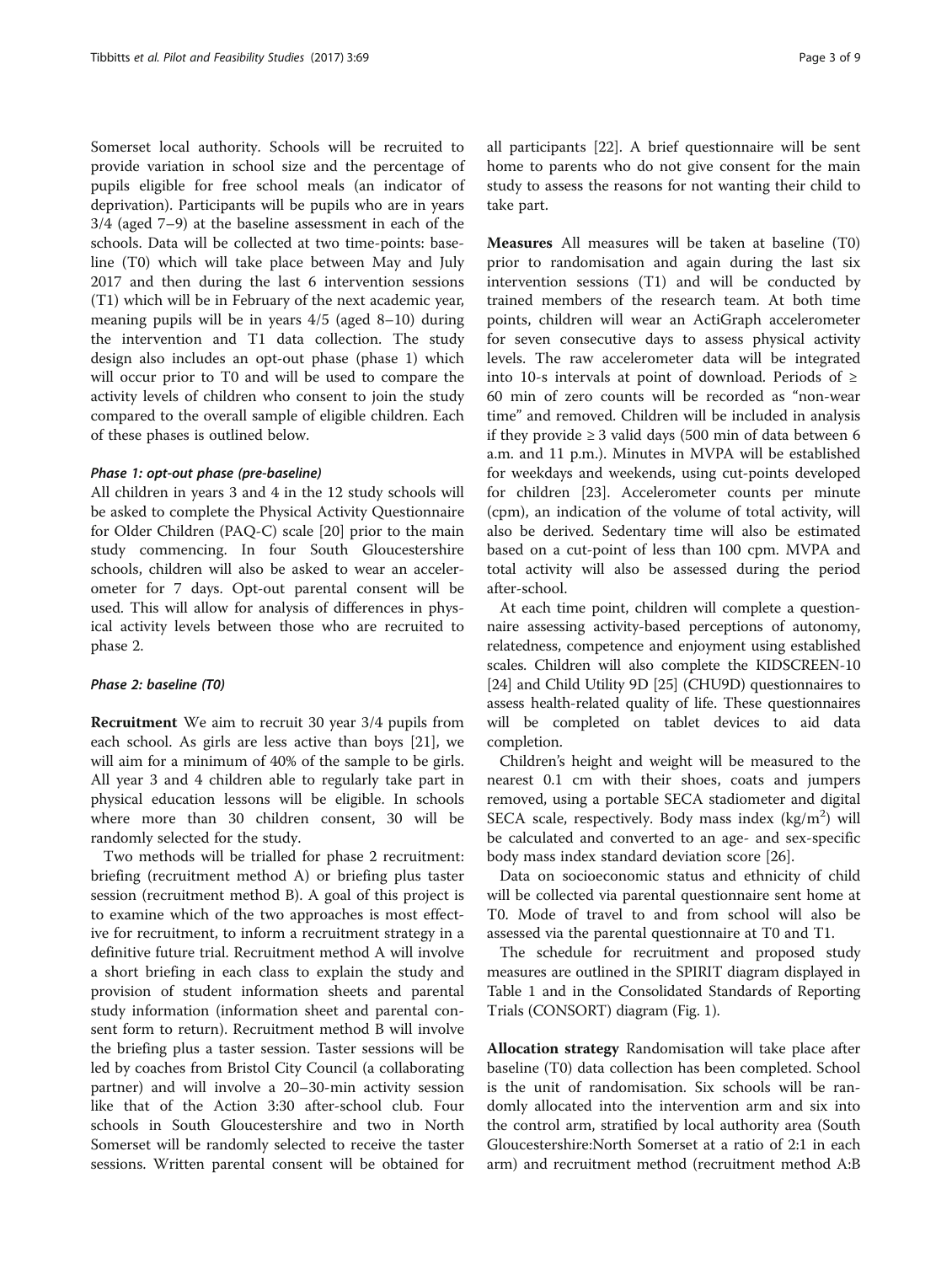Somerset local authority. Schools will be recruited to provide variation in school size and the percentage of pupils eligible for free school meals (an indicator of deprivation). Participants will be pupils who are in years 3/4 (aged 7–9) at the baseline assessment in each of the schools. Data will be collected at two time-points: baseline (T0) which will take place between May and July 2017 and then during the last 6 intervention sessions (T1) which will be in February of the next academic year, meaning pupils will be in years 4/5 (aged 8–10) during the intervention and T1 data collection. The study design also includes an opt-out phase (phase 1) which will occur prior to T0 and will be used to compare the activity levels of children who consent to join the study compared to the overall sample of eligible children. Each of these phases is outlined below.

#### *Phase 1: opt-out phase (pre-baseline)*

All children in years 3 and 4 in the 12 study schools will be asked to complete the Physical Activity Questionnaire for Older Children (PAQ-C) scale [20] prior to the main study commencing. In four South Gloucestershire schools, children will also be asked to wear an accelerometer for 7 days. Opt-out parental consent will be used. This will allow for analysis of differences in physical activity levels between those who are recruited to phase 2.

#### *Phase 2: baseline (T0)*

**Recruitment** We aim to recruit 30 year 3/4 pupils from each school. As girls are less active than boys [21], we will aim for a minimum of 40% of the sample to be girls. All year 3 and 4 children able to regularly take part in physical education lessons will be eligible. In schools where more than 30 children consent, 30 will be randomly selected for the study.

Two methods will be trialled for phase 2 recruitment: briefing (recruitment method A) or briefing plus taster session (recruitment method B). A goal of this project is to examine which of the two approaches is most effective for recruitment, to inform a recruitment strategy in a definitive future trial. Recruitment method A will involve a short briefing in each class to explain the study and provision of student information sheets and parental study information (information sheet and parental consent form to return). Recruitment method B will involve the briefing plus a taster session. Taster sessions will be led by coaches from Bristol City Council (a collaborating partner) and will involve a 20–30-min activity session like that of the Action 3:30 after-school club. Four schools in South Gloucestershire and two in North Somerset will be randomly selected to receive the taster sessions. Written parental consent will be obtained for all participants [22]. A brief questionnaire will be sent home to parents who do not give consent for the main study to assess the reasons for not wanting their child to take part.

**Measures** All measures will be taken at baseline (T0) prior to randomisation and again during the last six intervention sessions (T1) and will be conducted by trained members of the research team. At both time points, children will wear an ActiGraph accelerometer for seven consecutive days to assess physical activity levels. The raw accelerometer data will be integrated into 10-s intervals at point of download. Periods of ≥ 60 min of zero counts will be recorded as "non-wear time" and removed. Children will be included in analysis if they provide ≥ 3 valid days (500 min of data between 6 a.m. and 11 p.m.). Minutes in MVPA will be established for weekdays and weekends, using cut-points developed for children [23]. Accelerometer counts per minute (cpm), an indication of the volume of total activity, will also be derived. Sedentary time will also be estimated based on a cut-point of less than 100 cpm. MVPA and total activity will also be assessed during the period after-school.

At each time point, children will complete a questionnaire assessing activity-based perceptions of autonomy, relatedness, competence and enjoyment using established scales. Children will also complete the KIDSCREEN-10 [24] and Child Utility 9D [25] (CHU9D) questionnaires to assess health-related quality of life. These questionnaires will be completed on tablet devices to aid data completion.

Children's height and weight will be measured to the nearest 0.1 cm with their shoes, coats and jumpers removed, using a portable SECA stadiometer and digital SECA scale, respectively. Body mass index ($kg/m^2$) will be calculated and converted to an age- and sex-specific body mass index standard deviation score [26].

Data on socioeconomic status and ethnicity of child will be collected via parental questionnaire sent home at T0. Mode of travel to and from school will also be assessed via the parental questionnaire at T0 and T1.

The schedule for recruitment and proposed study measures are outlined in the SPIRIT diagram displayed in Table 1 and in the Consolidated Standards of Reporting Trials (CONSORT) diagram (Fig. 1).

**Allocation strategy** Randomisation will take place after baseline (T0) data collection has been completed. School is the unit of randomisation. Six schools will be randomly allocated into the intervention arm and six into the control arm, stratified by local authority area (South Gloucestershire:North Somerset at a ratio of 2:1 in each arm) and recruitment method (recruitment method A:B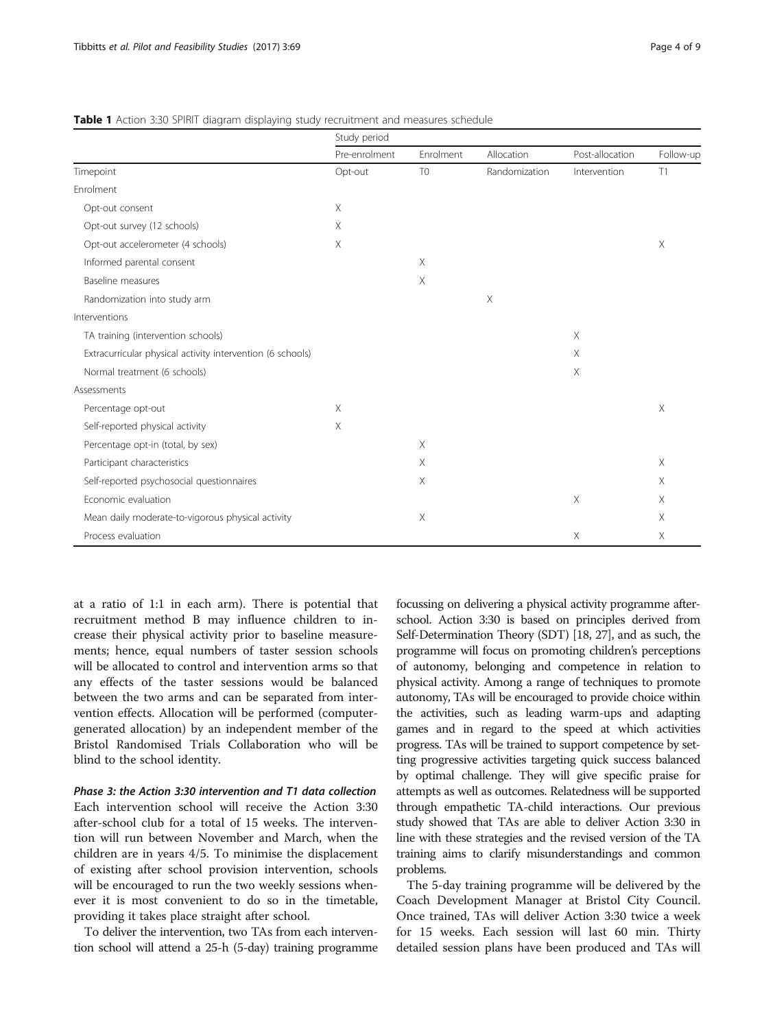**Table 1** Action 3:30 SPIRIT diagram displaying study recruitment and measures schedule

| | Study period | | | | |
|---|---|---|---|---|---|
| | Pre-enrolment | Enrolment | Allocation | Post-allocation | Follow-up |
| Timepoint | Opt-out | T0 | Randomization | Intervention | T1 |
| Enrolment | | | | | |
| Opt-out consent | X | | | | |
| Opt-out survey (12 schools) | X | | | | |
| Opt-out accelerometer (4 schools) | X | | | | X |
| Informed parental consent | | X | | | |
| Baseline measures | | X | | | |
| Randomization into study arm | | | X | | |
| Interventions | | | | | |
| TA training (intervention schools) | | | | X | |
| Extracurricular physical activity intervention (6 schools) | | | | X | |
| Normal treatment (6 schools) | | | | X | |
| Assessments | | | | | |
| Percentage opt-out | X | | | | X |
| Self-reported physical activity | X | | | | |
| Percentage opt-in (total, by sex) | | X | | | |
| Participant characteristics | | X | | | X |
| Self-reported psychosocial questionnaires | | X | | | X |
| Economic evaluation | | | | X | X |
| Mean daily moderate-to-vigorous physical activity | | X | | | X |
| Process evaluation | | | | X | X |

at a ratio of 1:1 in each arm). There is potential that recruitment method B may influence children to increase their physical activity prior to baseline measurements; hence, equal numbers of taster session schools will be allocated to control and intervention arms so that any effects of the taster sessions would be balanced between the two arms and can be separated from intervention effects. Allocation will be performed (computer-generated allocation) by an independent member of the Bristol Randomised Trials Collaboration who will be blind to the school identity.

#### *Phase 3: the Action 3:30 intervention and T1 data collection*

Each intervention school will receive the Action 3:30 after-school club for a total of 15 weeks. The intervention will run between November and March, when the children are in years 4/5. To minimise the displacement of existing after school provision intervention, schools will be encouraged to run the two weekly sessions whenever it is most convenient to do so in the timetable, providing it takes place straight after school.

To deliver the intervention, two TAs from each intervention school will attend a 25-h (5-day) training programme focussing on delivering a physical activity programme after-school. Action 3:30 is based on principles derived from Self-Determination Theory (SDT) [18, 27], and as such, the programme will focus on promoting children's perceptions of autonomy, belonging and competence in relation to physical activity. Among a range of techniques to promote autonomy, TAs will be encouraged to provide choice within the activities, such as leading warm-ups and adapting games and in regard to the speed at which activities progress. TAs will be trained to support competence by setting progressive activities targeting quick success balanced by optimal challenge. They will give specific praise for attempts as well as outcomes. Relatedness will be supported through empathetic TA-child interactions. Our previous study showed that TAs are able to deliver Action 3:30 in line with these strategies and the revised version of the TA training aims to clarify misunderstandings and common problems.

The 5-day training programme will be delivered by the Coach Development Manager at Bristol City Council. Once trained, TAs will deliver Action 3:30 twice a week for 15 weeks. Each session will last 60 min. Thirty detailed session plans have been produced and TAs will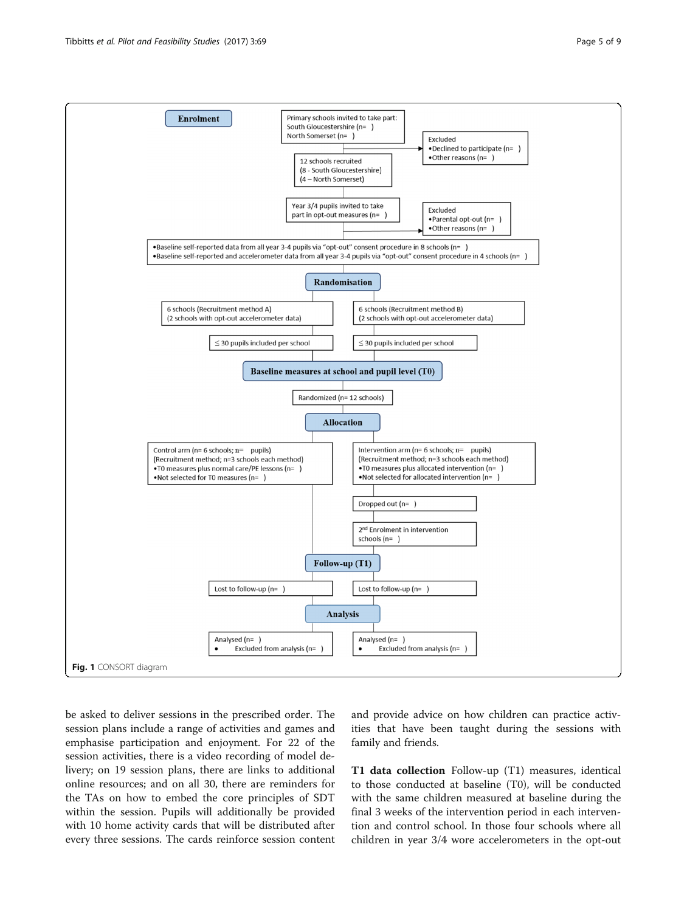**Enrolment**

Primary schools invited to take part:
South Gloucestershire (n= )
North Somerset (n= )

Excluded
- Declined to participate (n= )
- Other reasons (n= )

12 schools recruited
(8 - South Gloucestershire)
(4 – North Somerset)

Year 3/4 pupils invited to take part in opt-out measures (n= )

Excluded
- Parental opt-out (n= )
- Other reasons (n= )

- Baseline self-reported data from all year 3-4 pupils via "opt-out" consent procedure in 8 schools (n= )
- Baseline self-reported and accelerometer data from all year 3-4 pupils via "opt-out" consent procedure in 4 schools (n= )

**Randomisation**

6 schools (Recruitment method A)
(2 schools with opt-out accelerometer data)

6 schools (Recruitment method B)
(2 schools with opt-out accelerometer data)

≤ 30 pupils included per school

≤ 30 pupils included per school

**Baseline measures at school and pupil level (T0)**

Randomized (n= 12 schools)

**Allocation**

Control arm (n= 6 schools; n= pupils)
(Recruitment method; n=3 schools each method)
- T0 measures plus normal care/PE lessons (n= )
- Not selected for T0 measures (n= )

Intervention arm (n= 6 schools; n= pupils)
(Recruitment method; n=3 schools each method)
- T0 measures plus allocated intervention (n= )
- Not selected for allocated intervention (n= )

Dropped out (n= )

2nd Enrolment in intervention schools (n= )

**Follow-up (T1)**

Lost to follow-up (n= )

Lost to follow-up (n= )

**Analysis**

Analysed (n= )
- Excluded from analysis (n= )

Analysed (n= )
- Excluded from analysis (n= )

**Fig. 1** CONSORT diagram

be asked to deliver sessions in the prescribed order. The session plans include a range of activities and games and emphasise participation and enjoyment. For 22 of the session activities, there is a video recording of model delivery; on 19 session plans, there are links to additional online resources; and on all 30, there are reminders for the TAs on how to embed the core principles of SDT within the session. Pupils will additionally be provided with 10 home activity cards that will be distributed after every three sessions. The cards reinforce session content and provide advice on how children can practice activities that have been taught during the sessions with family and friends.

**T1 data collection** Follow-up (T1) measures, identical to those conducted at baseline (T0), will be conducted with the same children measured at baseline during the final 3 weeks of the intervention period in each intervention and control school. In those four schools where all children in year 3/4 wore accelerometers in the opt-out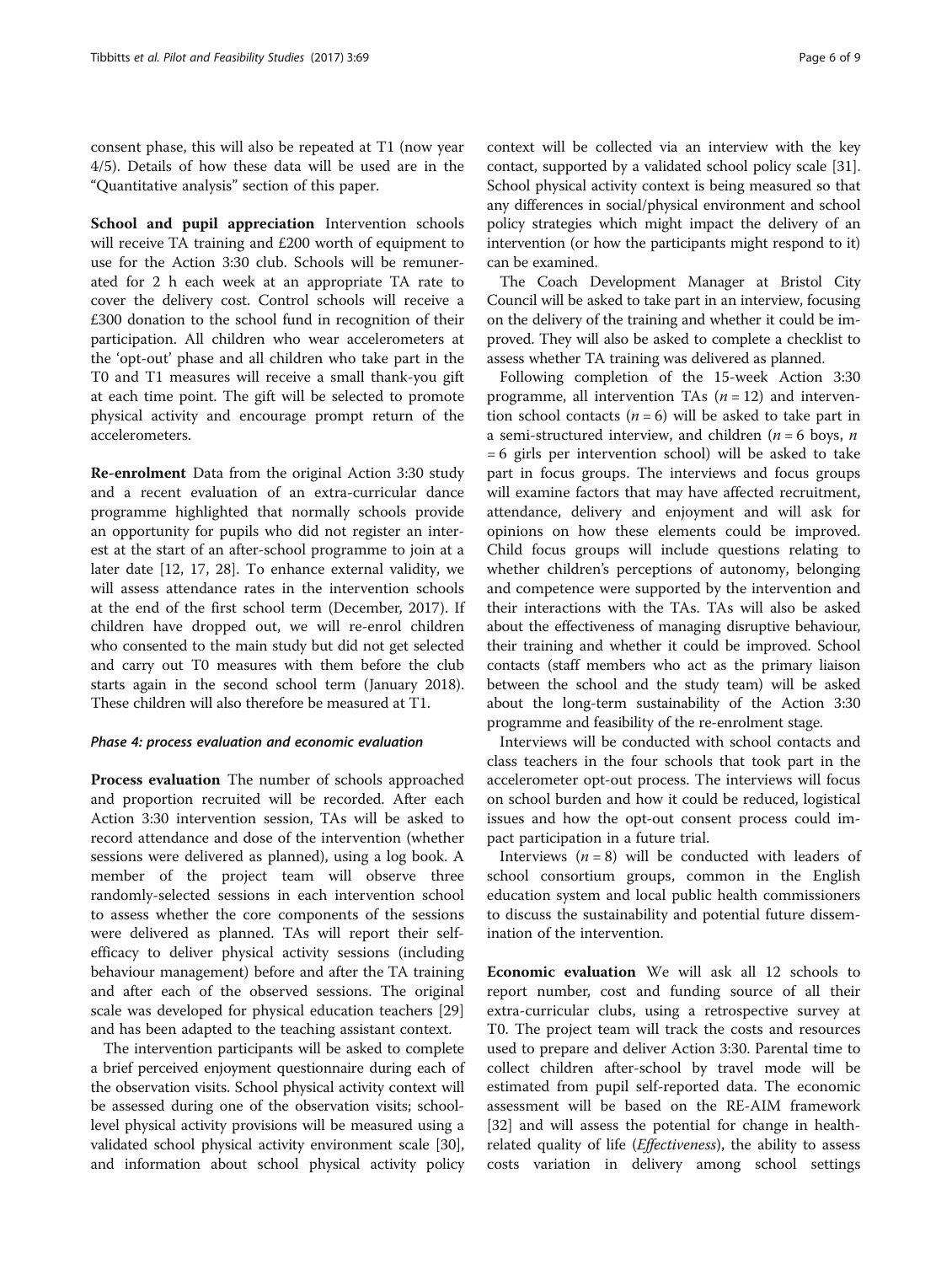consent phase, this will also be repeated at T1 (now year 4/5). Details of how these data will be used are in the "Quantitative analysis" section of this paper.

**School and pupil appreciation** Intervention schools will receive TA training and £200 worth of equipment to use for the Action 3:30 club. Schools will be remunerated for 2 h each week at an appropriate TA rate to cover the delivery cost. Control schools will receive a £300 donation to the school fund in recognition of their participation. All children who wear accelerometers at the 'opt-out' phase and all children who take part in the T0 and T1 measures will receive a small thank-you gift at each time point. The gift will be selected to promote physical activity and encourage prompt return of the accelerometers.

**Re-enrolment** Data from the original Action 3:30 study and a recent evaluation of an extra-curricular dance programme highlighted that normally schools provide an opportunity for pupils who did not register an interest at the start of an after-school programme to join at a later date [12, 17, 28]. To enhance external validity, we will assess attendance rates in the intervention schools at the end of the first school term (December, 2017). If children have dropped out, we will re-enrol children who consented to the main study but did not get selected and carry out T0 measures with them before the club starts again in the second school term (January 2018). These children will also therefore be measured at T1.

#### *Phase 4: process evaluation and economic evaluation*

**Process evaluation** The number of schools approached and proportion recruited will be recorded. After each Action 3:30 intervention session, TAs will be asked to record attendance and dose of the intervention (whether sessions were delivered as planned), using a log book. A member of the project team will observe three randomly-selected sessions in each intervention school to assess whether the core components of the sessions were delivered as planned. TAs will report their self-efficacy to deliver physical activity sessions (including behaviour management) before and after the TA training and after each of the observed sessions. The original scale was developed for physical education teachers [29] and has been adapted to the teaching assistant context.

The intervention participants will be asked to complete a brief perceived enjoyment questionnaire during each of the observation visits. School physical activity context will be assessed during one of the observation visits; school-level physical activity provisions will be measured using a validated school physical activity environment scale [30], and information about school physical activity policy context will be collected via an interview with the key contact, supported by a validated school policy scale [31]. School physical activity context is being measured so that any differences in social/physical environment and school policy strategies which might impact the delivery of an intervention (or how the participants might respond to it) can be examined.

The Coach Development Manager at Bristol City Council will be asked to take part in an interview, focusing on the delivery of the training and whether it could be improved. They will also be asked to complete a checklist to assess whether TA training was delivered as planned.

Following completion of the 15-week Action 3:30 programme, all intervention TAs ($n = 12$) and intervention school contacts ($n = 6$) will be asked to take part in a semi-structured interview, and children ($n = 6$ boys, $n = 6$ girls per intervention school) will be asked to take part in focus groups. The interviews and focus groups will examine factors that may have affected recruitment, attendance, delivery and enjoyment and will ask for opinions on how these elements could be improved. Child focus groups will include questions relating to whether children's perceptions of autonomy, belonging and competence were supported by the intervention and their interactions with the TAs. TAs will also be asked about the effectiveness of managing disruptive behaviour, their training and whether it could be improved. School contacts (staff members who act as the primary liaison between the school and the study team) will be asked about the long-term sustainability of the Action 3:30 programme and feasibility of the re-enrolment stage.

Interviews will be conducted with school contacts and class teachers in the four schools that took part in the accelerometer opt-out process. The interviews will focus on school burden and how it could be reduced, logistical issues and how the opt-out consent process could impact participation in a future trial.

Interviews ($n = 8$) will be conducted with leaders of school consortium groups, common in the English education system and local public health commissioners to discuss the sustainability and potential future dissemination of the intervention.

**Economic evaluation** We will ask all 12 schools to report number, cost and funding source of all their extra-curricular clubs, using a retrospective survey at T0. The project team will track the costs and resources used to prepare and deliver Action 3:30. Parental time to collect children after-school by travel mode will be estimated from pupil self-reported data. The economic assessment will be based on the RE-AIM framework [32] and will assess the potential for change in health-related quality of life (*Effectiveness*), the ability to assess costs variation in delivery among school settings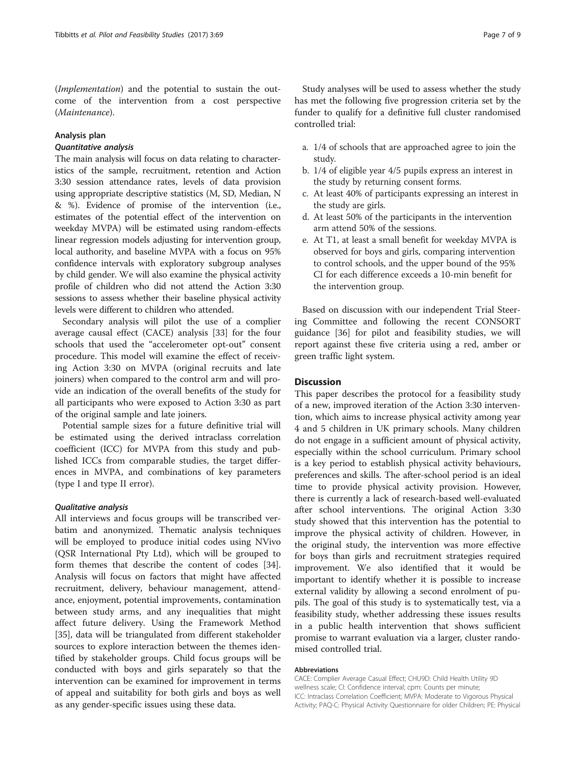(*Implementation*) and the potential to sustain the outcome of the intervention from a cost perspective (*Maintenance*).

## Analysis plan

### Quantitative analysis

The main analysis will focus on data relating to characteristics of the sample, recruitment, retention and Action 3:30 session attendance rates, levels of data provision using appropriate descriptive statistics (M, SD, Median, N & %). Evidence of promise of the intervention (i.e., estimates of the potential effect of the intervention on weekday MVPA) will be estimated using random-effects linear regression models adjusting for intervention group, local authority, and baseline MVPA with a focus on 95% confidence intervals with exploratory subgroup analyses by child gender. We will also examine the physical activity profile of children who did not attend the Action 3:30 sessions to assess whether their baseline physical activity levels were different to children who attended.

Secondary analysis will pilot the use of a complier average causal effect (CACE) analysis [33] for the four schools that used the "accelerometer opt-out" consent procedure. This model will examine the effect of receiving Action 3:30 on MVPA (original recruits and late joiners) when compared to the control arm and will provide an indication of the overall benefits of the study for all participants who were exposed to Action 3:30 as part of the original sample and late joiners.

Potential sample sizes for a future definitive trial will be estimated using the derived intraclass correlation coefficient (ICC) for MVPA from this study and published ICCs from comparable studies, the target differences in MVPA, and combinations of key parameters (type I and type II error).

### Qualitative analysis

All interviews and focus groups will be transcribed verbatim and anonymized. Thematic analysis techniques will be employed to produce initial codes using NVivo (QSR International Pty Ltd), which will be grouped to form themes that describe the content of codes [34]. Analysis will focus on factors that might have affected recruitment, delivery, behaviour management, attendance, enjoyment, potential improvements, contamination between study arms, and any inequalities that might affect future delivery. Using the Framework Method [35], data will be triangulated from different stakeholder sources to explore interaction between the themes identified by stakeholder groups. Child focus groups will be conducted with boys and girls separately so that the intervention can be examined for improvement in terms of appeal and suitability for both girls and boys as well as any gender-specific issues using these data.

Study analyses will be used to assess whether the study has met the following five progression criteria set by the funder to qualify for a definitive full cluster randomised controlled trial:

a. 1/4 of schools that are approached agree to join the study.
b. 1/4 of eligible year 4/5 pupils express an interest in the study by returning consent forms.
c. At least 40% of participants expressing an interest in the study are girls.
d. At least 50% of the participants in the intervention arm attend 50% of the sessions.
e. At T1, at least a small benefit for weekday MVPA is observed for boys and girls, comparing intervention to control schools, and the upper bound of the 95% CI for each difference exceeds a 10-min benefit for the intervention group.

Based on discussion with our independent Trial Steering Committee and following the recent CONSORT guidance [36] for pilot and feasibility studies, we will report against these five criteria using a red, amber or green traffic light system.

## Discussion

This paper describes the protocol for a feasibility study of a new, improved iteration of the Action 3:30 intervention, which aims to increase physical activity among year 4 and 5 children in UK primary schools. Many children do not engage in a sufficient amount of physical activity, especially within the school curriculum. Primary school is a key period to establish physical activity behaviours, preferences and skills. The after-school period is an ideal time to provide physical activity provision. However, there is currently a lack of research-based well-evaluated after school interventions. The original Action 3:30 study showed that this intervention has the potential to improve the physical activity of children. However, in the original study, the intervention was more effective for boys than girls and recruitment strategies required improvement. We also identified that it would be important to identify whether it is possible to increase external validity by allowing a second enrolment of pupils. The goal of this study is to systematically test, via a feasibility study, whether addressing these issues results in a public health intervention that shows sufficient promise to warrant evaluation via a larger, cluster randomised controlled trial.

#### Abbreviations

CACE: Complier Average Casual Effect; CHU9D: Child Health Utility 9D wellness scale; CI: Confidence interval; cpm: Counts per minute; ICC: Intraclass Correlation Coefficient; MVPA: Moderate to Vigorous Physical Activity; PAQ-C: Physical Activity Questionnaire for older Children; PE: Physical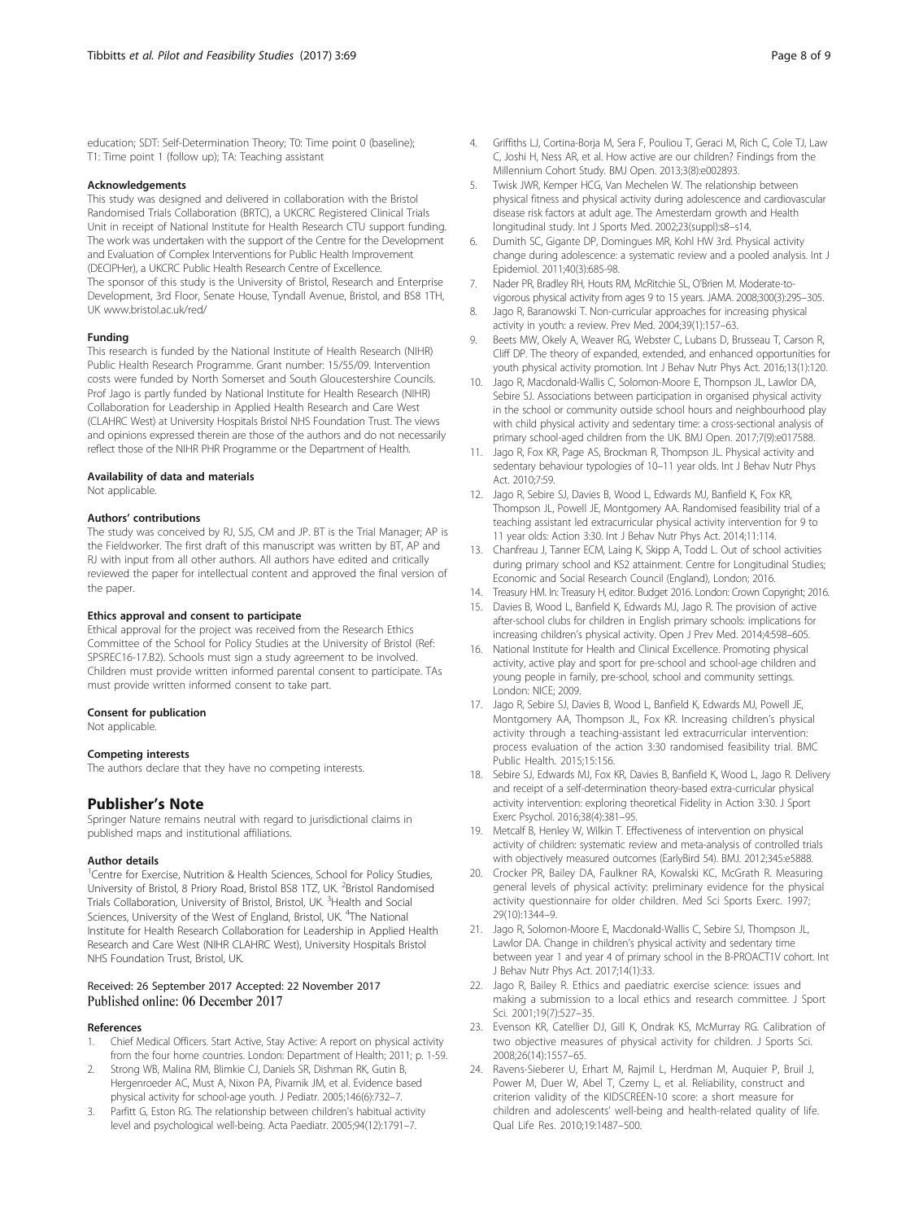education; SDT: Self-Determination Theory; T0: Time point 0 (baseline); T1: Time point 1 (follow up); TA: Teaching assistant

#### Acknowledgements

This study was designed and delivered in collaboration with the Bristol Randomised Trials Collaboration (BRTC), a UKCRC Registered Clinical Trials Unit in receipt of National Institute for Health Research CTU support funding. The work was undertaken with the support of the Centre for the Development and Evaluation of Complex Interventions for Public Health Improvement (DECIPHer), a UKCRC Public Health Research Centre of Excellence. The sponsor of this study is the University of Bristol, Research and Enterprise Development, 3rd Floor, Senate House, Tyndall Avenue, Bristol, and BS8 1TH, UK www.bristol.ac.uk/red/

#### Funding

This research is funded by the National Institute of Health Research (NIHR) Public Health Research Programme. Grant number: 15/55/09. Intervention costs were funded by North Somerset and South Gloucestershire Councils. Prof Jago is partly funded by National Institute for Health Research (NIHR) Collaboration for Leadership in Applied Health Research and Care West (CLAHRC West) at University Hospitals Bristol NHS Foundation Trust. The views and opinions expressed therein are those of the authors and do not necessarily reflect those of the NIHR PHR Programme or the Department of Health.

#### Availability of data and materials

Not applicable.

#### Authors' contributions

The study was conceived by RJ, SJS, CM and JP. BT is the Trial Manager; AP is the Fieldworker. The first draft of this manuscript was written by BT, AP and RJ with input from all other authors. All authors have edited and critically reviewed the paper for intellectual content and approved the final version of the paper.

#### Ethics approval and consent to participate

Ethical approval for the project was received from the Research Ethics Committee of the School for Policy Studies at the University of Bristol (Ref: SPSREC16-17.B2). Schools must sign a study agreement to be involved. Children must provide written informed parental consent to participate. TAs must provide written informed consent to take part.

#### Consent for publication

Not applicable.

#### Competing interests

The authors declare that they have no competing interests.

## Publisher's Note

Springer Nature remains neutral with regard to jurisdictional claims in published maps and institutional affiliations.

#### Author details

[1]Centre for Exercise, Nutrition & Health Sciences, School for Policy Studies, University of Bristol, 8 Priory Road, Bristol BS8 1TZ, UK. [2]Bristol Randomised Trials Collaboration, University of Bristol, Bristol, UK. [3]Health and Social Sciences, University of the West of England, Bristol, UK. [4]The National Institute for Health Research Collaboration for Leadership in Applied Health Research and Care West (NIHR CLAHRC West), University Hospitals Bristol NHS Foundation Trust, Bristol, UK.

Received: 26 September 2017 Accepted: 22 November 2017
Published online: 06 December 2017

#### References

1. Chief Medical Officers. Start Active, Stay Active: A report on physical activity from the four home countries. London: Department of Health; 2011; p. 1-59.
2. Strong WB, Malina RM, Blimkie CJ, Daniels SR, Dishman RK, Gutin B, Hergenroeder AC, Must A, Nixon PA, Pivarnik JM, et al. Evidence based physical activity for school-age youth. J Pediatr. 2005;146(6):732–7.
3. Parfitt G, Eston RG. The relationship between children's habitual activity level and psychological well-being. Acta Paediatr. 2005;94(12):1791–7.
4. Griffiths LJ, Cortina-Borja M, Sera F, Pouliou T, Geraci M, Rich C, Cole TJ, Law C, Joshi H, Ness AR, et al. How active are our children? Findings from the Millennium Cohort Study. BMJ Open. 2013;3(8):e002893.
5. Twisk JWR, Kemper HCG, Van Mechelen W. The relationship between physical fitness and physical activity during adolescence and cardiovascular disease risk factors at adult age. The Amesterdam growth and Health longitudinal study. Int J Sports Med. 2002;23(suppl):s8–s14.
6. Dumith SC, Gigante DP, Domingues MR, Kohl HW 3rd. Physical activity change during adolescence: a systematic review and a pooled analysis. Int J Epidemiol. 2011;40(3):685-98.
7. Nader PR, Bradley RH, Houts RM, McRitchie SL, O'Brien M. Moderate-to-vigorous physical activity from ages 9 to 15 years. JAMA. 2008;300(3):295–305.
8. Jago R, Baranowski T. Non-curricular approaches for increasing physical activity in youth: a review. Prev Med. 2004;39(1):157–63.
9. Beets MW, Okely A, Weaver RG, Webster C, Lubans D, Brusseau T, Carson R, Cliff DP. The theory of expanded, extended, and enhanced opportunities for youth physical activity promotion. Int J Behav Nutr Phys Act. 2016;13(1):120.
10. Jago R, Macdonald-Wallis C, Solomon-Moore E, Thompson JL, Lawlor DA, Sebire SJ. Associations between participation in organised physical activity in the school or community outside school hours and neighbourhood play with child physical activity and sedentary time: a cross-sectional analysis of primary school-aged children from the UK. BMJ Open. 2017;7(9):e017588.
11. Jago R, Fox KR, Page AS, Brockman R, Thompson JL. Physical activity and sedentary behaviour typologies of 10–11 year olds. Int J Behav Nutr Phys Act. 2010;7:59.
12. Jago R, Sebire SJ, Davies B, Wood L, Edwards MJ, Banfield K, Fox KR, Thompson JL, Powell JE, Montgomery AA. Randomised feasibility trial of a teaching assistant led extracurricular physical activity intervention for 9 to 11 year olds: Action 3:30. Int J Behav Nutr Phys Act. 2014;11:114.
13. Chanfreau J, Tanner ECM, Laing K, Skipp A, Todd L. Out of school activities during primary school and KS2 attainment. Centre for Longitudinal Studies; Economic and Social Research Council (England), London; 2016.
14. Treasury HM. In: Treasury H, editor. Budget 2016. London: Crown Copyright; 2016.
15. Davies B, Wood L, Banfield K, Edwards MJ, Jago R. The provision of active after-school clubs for children in English primary schools: implications for increasing children's physical activity. Open J Prev Med. 2014;4:598–605.
16. National Institute for Health and Clinical Excellence. Promoting physical activity, active play and sport for pre-school and school-age children and young people in family, pre-school, school and community settings. London: NICE; 2009.
17. Jago R, Sebire SJ, Davies B, Wood L, Banfield K, Edwards MJ, Powell JE, Montgomery AA, Thompson JL, Fox KR. Increasing children's physical activity through a teaching-assistant led extracurricular intervention: process evaluation of the action 3:30 randomised feasibility trial. BMC Public Health. 2015;15:156.
18. Sebire SJ, Edwards MJ, Fox KR, Davies B, Banfield K, Wood L, Jago R. Delivery and receipt of a self-determination theory-based extra-curricular physical activity intervention: exploring theoretical Fidelity in Action 3:30. J Sport Exerc Psychol. 2016;38(4):381–95.
19. Metcalf B, Henley W, Wilkin T. Effectiveness of intervention on physical activity of children: systematic review and meta-analysis of controlled trials with objectively measured outcomes (EarlyBird 54). BMJ. 2012;345:e5888.
20. Crocker PR, Bailey DA, Faulkner RA, Kowalski KC, McGrath R. Measuring general levels of physical activity: preliminary evidence for the physical activity questionnaire for older children. Med Sci Sports Exerc. 1997; 29(10):1344–9.
21. Jago R, Solomon-Moore E, Macdonald-Wallis C, Sebire SJ, Thompson JL, Lawlor DA. Change in children's physical activity and sedentary time between year 1 and year 4 of primary school in the B-PROACT1V cohort. Int J Behav Nutr Phys Act. 2017;14(1):33.
22. Jago R, Bailey R. Ethics and paediatric exercise science: issues and making a submission to a local ethics and research committee. J Sport Sci. 2001;19(7):527–35.
23. Evenson KR, Catellier DJ, Gill K, Ondrak KS, McMurray RG. Calibration of two objective measures of physical activity for children. J Sports Sci. 2008;26(14):1557–65.
24. Ravens-Sieberer U, Erhart M, Rajmil L, Herdman M, Auquier P, Bruil J, Power M, Duer W, Abel T, Czemy L, et al. Reliability, construct and criterion validity of the KIDSCREEN-10 score: a short measure for children and adolescents' well-being and health-related quality of life. Qual Life Res. 2010;19:1487–500.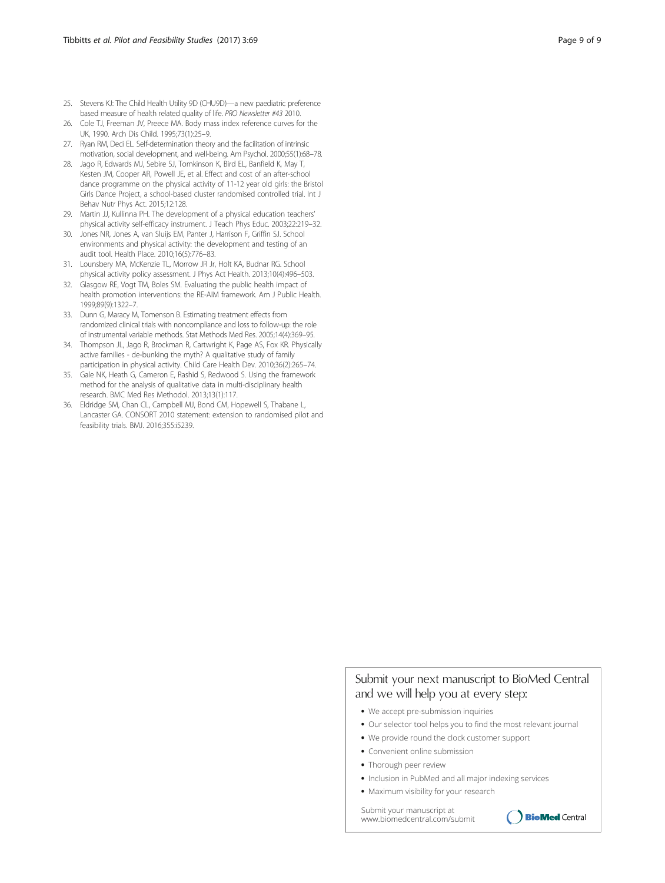25. Stevens KJ: The Child Health Utility 9D (CHU9D)—a new paediatric preference based measure of health related quality of life. *PRO Newsletter #43* 2010.
26. Cole TJ, Freeman JV, Preece MA. Body mass index reference curves for the UK, 1990. Arch Dis Child. 1995;73(1):25–9.
27. Ryan RM, Deci EL. Self-determination theory and the facilitation of intrinsic motivation, social development, and well-being. Am Psychol. 2000;55(1):68–78.
28. Jago R, Edwards MJ, Sebire SJ, Tomkinson K, Bird EL, Banfield K, May T, Kesten JM, Cooper AR, Powell JE, et al. Effect and cost of an after-school dance programme on the physical activity of 11-12 year old girls: the Bristol Girls Dance Project, a school-based cluster randomised controlled trial. Int J Behav Nutr Phys Act. 2015;12:128.
29. Martin JJ, Kullinna PH. The development of a physical education teachers' physical activity self-efficacy instrument. J Teach Phys Educ. 2003;22:219–32.
30. Jones NR, Jones A, van Sluijs EM, Panter J, Harrison F, Griffin SJ. School environments and physical activity: the development and testing of an audit tool. Health Place. 2010;16(5):776–83.
31. Lounsbery MA, McKenzie TL, Morrow JR Jr, Holt KA, Budnar RG. School physical activity policy assessment. J Phys Act Health. 2013;10(4):496–503.
32. Glasgow RE, Vogt TM, Boles SM. Evaluating the public health impact of health promotion interventions: the RE-AIM framework. Am J Public Health. 1999;89(9):1322–7.
33. Dunn G, Maracy M, Tomenson B. Estimating treatment effects from randomized clinical trials with noncompliance and loss to follow-up: the role of instrumental variable methods. Stat Methods Med Res. 2005;14(4):369–95.
34. Thompson JL, Jago R, Brockman R, Cartwright K, Page AS, Fox KR. Physically active families - de-bunking the myth? A qualitative study of family participation in physical activity. Child Care Health Dev. 2010;36(2):265–74.
35. Gale NK, Heath G, Cameron E, Rashid S, Redwood S. Using the framework method for the analysis of qualitative data in multi-disciplinary health research. BMC Med Res Methodol. 2013;13(1):117.
36. Eldridge SM, Chan CL, Campbell MJ, Bond CM, Hopewell S, Thabane L, Lancaster GA. CONSORT 2010 statement: extension to randomised pilot and feasibility trials. BMJ. 2016;355:i5239.

Submit your next manuscript to BioMed Central and we will help you at every step:

- We accept pre-submission inquiries
- Our selector tool helps you to find the most relevant journal
- We provide round the clock customer support
- Convenient online submission
- Thorough peer review
- Inclusion in PubMed and all major indexing services
- Maximum visibility for your research

Submit your manuscript at
www.biomedcentral.com/submit

BioMed Central